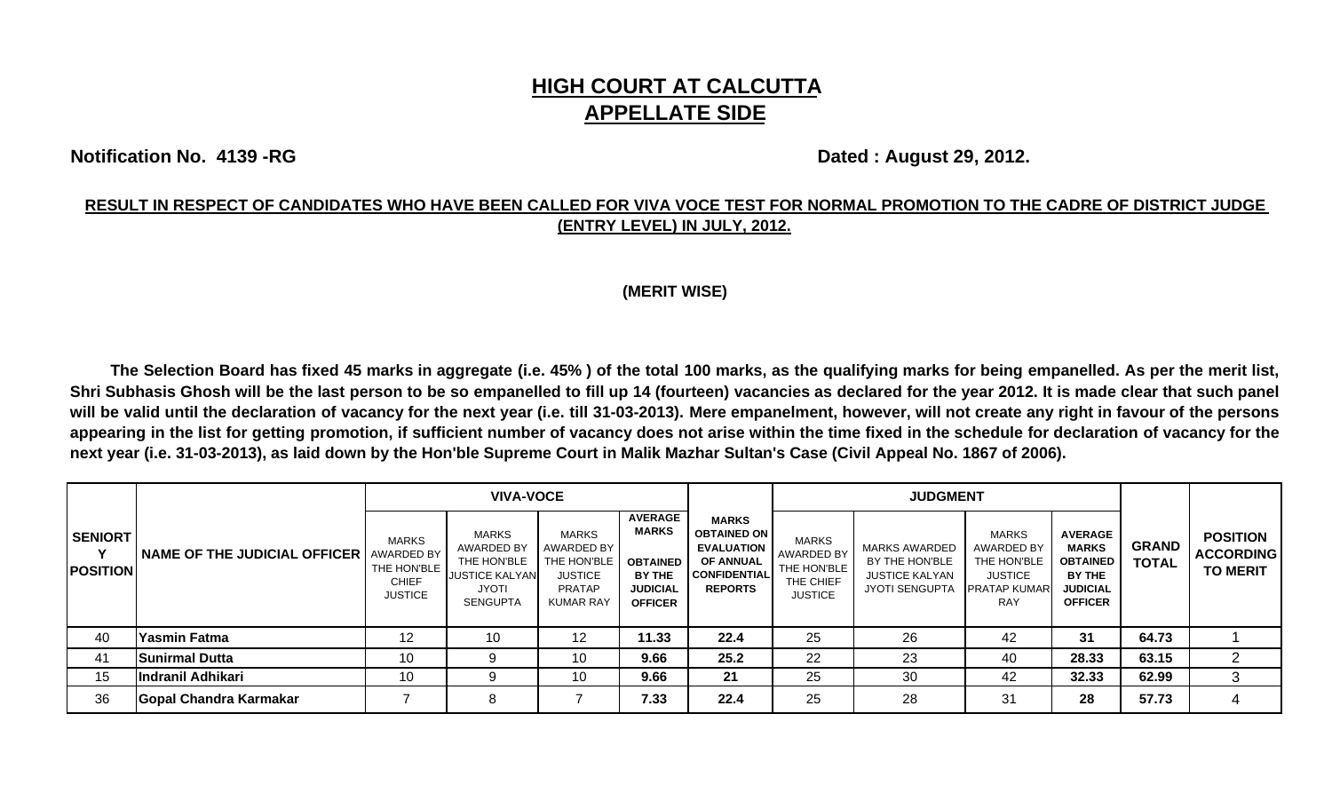# HIGH COURT AT CALCUTTA
## APPELLATE SIDE

**Notification No. 4139 -RG** **Dated : August 29, 2012.**

**RESULT IN RESPECT OF CANDIDATES WHO HAVE BEEN CALLED FOR VIVA VOCE TEST FOR NORMAL PROMOTION TO THE CADRE OF DISTRICT JUDGE (ENTRY LEVEL) IN JULY, 2012.**

**(MERIT WISE)**

**The Selection Board has fixed 45 marks in aggregate (i.e. 45% ) of the total 100 marks, as the qualifying marks for being empanelled. As per the merit list, Shri Subhasis Ghosh will be the last person to be so empanelled to fill up 14 (fourteen) vacancies as declared for the year 2012. It is made clear that such panel will be valid until the declaration of vacancy for the next year (i.e. till 31-03-2013). Mere empanelment, however, will not create any right in favour of the persons appearing in the list for getting promotion, if sufficient number of vacancy does not arise within the time fixed in the schedule for declaration of vacancy for the next year (i.e. 31-03-2013), as laid down by the Hon'ble Supreme Court in Malik Mazhar Sultan's Case (Civil Appeal No. 1867 of 2006).**

| SENIORTY POSITION | NAME OF THE JUDICIAL OFFICER | VIVA-VOCE | | | | MARKS OBTAINED ON EVALUATION OF ANNUAL CONFIDENTIAL REPORTS | JUDGMENT | | | | GRAND TOTAL | POSITION ACCORDING TO MERIT |
|---|---|---|---|---|---|---|---|---|---|---|---|---|
| | | MARKS AWARDED BY THE HON'BLE CHIEF JUSTICE | MARKS AWARDED BY THE HON'BLE JUSTICE KALYAN JYOTI SENGUPTA | MARKS AWARDED BY THE HON'BLE JUSTICE PRATAP KUMAR RAY | AVERAGE MARKS OBTAINED BY THE JUDICIAL OFFICER | | MARKS AWARDED BY THE HON'BLE THE CHIEF JUSTICE | MARKS AWARDED BY THE HON'BLE JUSTICE KALYAN JYOTI SENGUPTA | MARKS AWARDED BY THE HON'BLE JUSTICE PRATAP KUMAR RAY | AVERAGE MARKS OBTAINED BY THE JUDICIAL OFFICER | | |
| 40 | **Yasmin Fatma** | 12 | 10 | 12 | **11.33** | **22.4** | 25 | 26 | 42 | **31** | **64.73** | 1 |
| 41 | **Sunirmal Dutta** | 10 | 9 | 10 | **9.66** | **25.2** | 22 | 23 | 40 | **28.33** | **63.15** | 2 |
| 15 | **Indranil Adhikari** | 10 | 9 | 10 | **9.66** | **21** | 25 | 30 | 42 | **32.33** | **62.99** | 3 |
| 36 | **Gopal Chandra Karmakar** | 7 | 8 | 7 | **7.33** | **22.4** | 25 | 28 | 31 | **28** | **57.73** | 4 |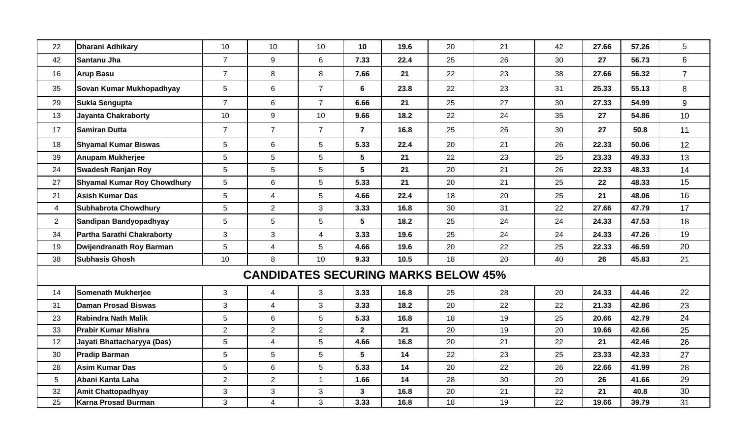| | | | | | | | | | | | |
|---|---|---|---|---|---|---|---|---|---|---|---|
| 22 | Dharani Adhikary | 10 | 10 | 10 | **10** | **19.6** | 20 | 21 | 42 | **27.66** | **57.26** | 5 |
| 42 | Santanu Jha | 7 | 9 | 6 | **7.33** | **22.4** | 25 | 26 | 30 | **27** | **56.73** | 6 |
| 16 | Arup Basu | 7 | 8 | 8 | **7.66** | **21** | 22 | 23 | 38 | **27.66** | **56.32** | 7 |
| 35 | Sovan Kumar Mukhopadhyay | 5 | 6 | 7 | **6** | **23.8** | 22 | 23 | 31 | **25.33** | **55.13** | 8 |
| 29 | Sukla Sengupta | 7 | 6 | 7 | **6.66** | **21** | 25 | 27 | 30 | **27.33** | **54.99** | 9 |
| 13 | Jayanta Chakraborty | 10 | 9 | 10 | **9.66** | **18.2** | 22 | 24 | 35 | **27** | **54.86** | 10 |
| 17 | Samiran Dutta | 7 | 7 | 7 | **7** | **16.8** | 25 | 26 | 30 | **27** | **50.8** | 11 |
| 18 | Shyamal Kumar Biswas | 5 | 6 | 5 | **5.33** | **22.4** | 20 | 21 | 26 | **22.33** | **50.06** | 12 |
| 39 | Anupam Mukherjee | 5 | 5 | 5 | **5** | **21** | 22 | 23 | 25 | **23.33** | **49.33** | 13 |
| 24 | Swadesh Ranjan Roy | 5 | 5 | 5 | **5** | **21** | 20 | 21 | 26 | **22.33** | **48.33** | 14 |
| 27 | Shyamal Kumar Roy Chowdhury | 5 | 6 | 5 | **5.33** | **21** | 20 | 21 | 25 | **22** | **48.33** | 15 |
| 21 | Asish Kumar Das | 5 | 4 | 5 | **4.66** | **22.4** | 18 | 20 | 25 | **21** | **48.06** | 16 |
| 4 | Subhabrota Chowdhury | 5 | 2 | 3 | **3.33** | **16.8** | 30 | 31 | 22 | **27.66** | **47.79** | 17 |
| 2 | Sandipan Bandyopadhyay | 5 | 5 | 5 | **5** | **18.2** | 25 | 24 | 24 | **24.33** | **47.53** | 18 |
| 34 | Partha Sarathi Chakraborty | 3 | 3 | 4 | **3.33** | **19.6** | 25 | 24 | 24 | **24.33** | **47.26** | 19 |
| 19 | Dwijendranath Roy Barman | 5 | 4 | 5 | **4.66** | **19.6** | 20 | 22 | 25 | **22.33** | **46.59** | 20 |
| 38 | Subhasis Ghosh | 10 | 8 | 10 | **9.33** | **10.5** | 18 | 20 | 40 | **26** | **45.83** | 21 |
| | **CANDIDATES SECURING MARKS BELOW 45%** | | | | | | | | | | | |
| 14 | Somenath Mukherjee | 3 | 4 | 3 | **3.33** | **16.8** | 25 | 28 | 20 | **24.33** | **44.46** | 22 |
| 31 | Daman Prosad Biswas | 3 | 4 | 3 | **3.33** | **18.2** | 20 | 22 | 22 | **21.33** | **42.86** | 23 |
| 23 | Rabindra Nath Malik | 5 | 6 | 5 | **5.33** | **16.8** | 18 | 19 | 25 | **20.66** | **42.79** | 24 |
| 33 | Prabir Kumar Mishra | 2 | 2 | 2 | **2** | **21** | 20 | 19 | 20 | **19.66** | **42.66** | 25 |
| 12 | Jayati Bhattacharyya (Das) | 5 | 4 | 5 | **4.66** | **16.8** | 20 | 21 | 22 | **21** | **42.46** | 26 |
| 30 | Pradip Barman | 5 | 5 | 5 | **5** | **14** | 22 | 23 | 25 | **23.33** | **42.33** | 27 |
| 28 | Asim Kumar Das | 5 | 6 | 5 | **5.33** | **14** | 20 | 22 | 26 | **22.66** | **41.99** | 28 |
| 5 | Abani Kanta Laha | 2 | 2 | 1 | **1.66** | **14** | 28 | 30 | 20 | **26** | **41.66** | 29 |
| 32 | Amit Chattopadhyay | 3 | 3 | 3 | **3** | **16.8** | 20 | 21 | 22 | **21** | **40.8** | 30 |
| 25 | Karna Prosad Burman | 3 | 4 | 3 | **3.33** | **16.8** | 18 | 19 | 22 | **19.66** | **39.79** | 31 |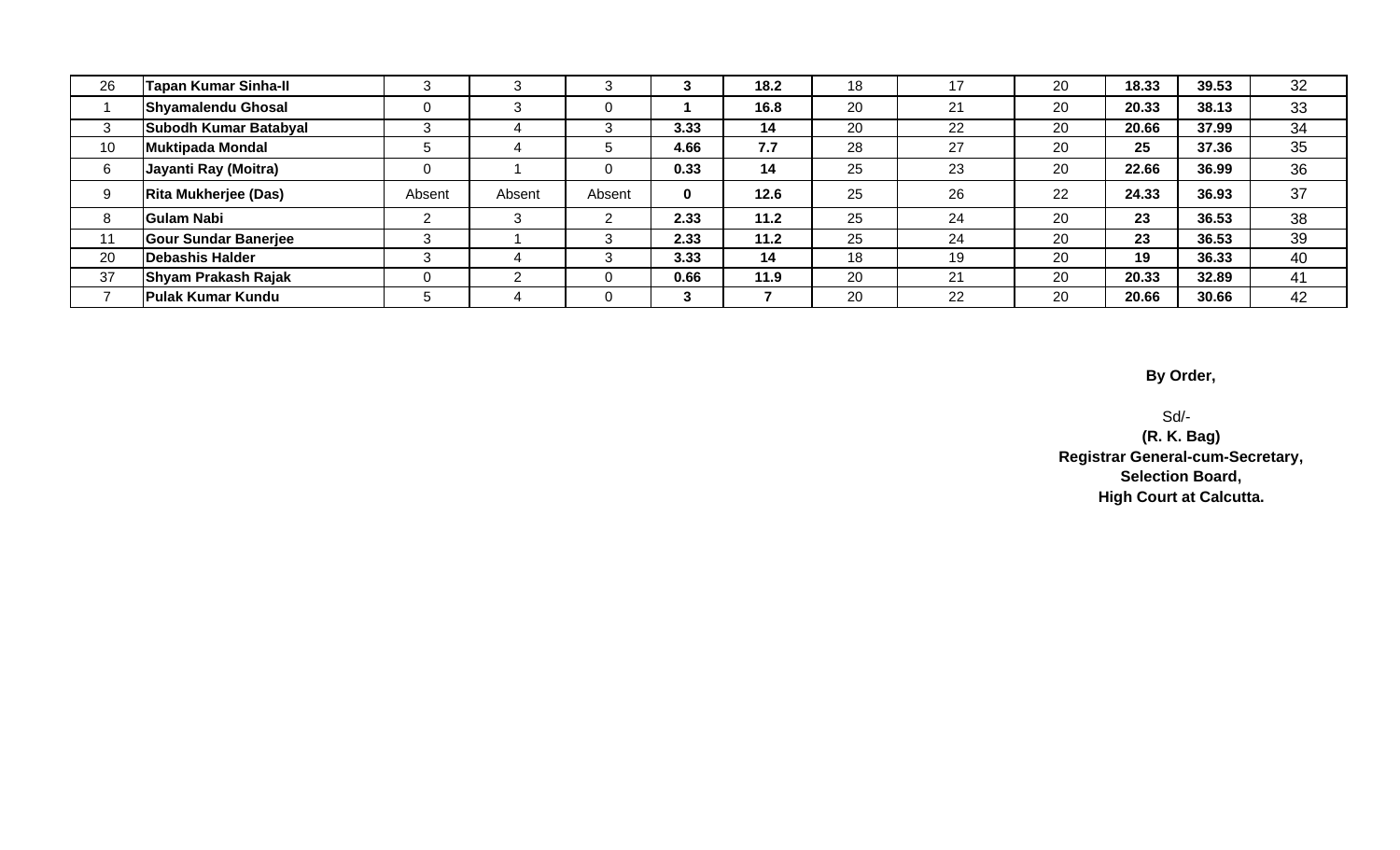| | | | | | | | | | | | | |
|---|---|---|---|---|---|---|---|---|---|---|---|---|
| 26 | **Tapan Kumar Sinha-II** | 3 | 3 | 3 | **3** | **18.2** | 18 | 17 | 20 | **18.33** | **39.53** | 32 |
| 1 | **Shyamalendu Ghosal** | 0 | 3 | 0 | **1** | **16.8** | 20 | 21 | 20 | **20.33** | **38.13** | 33 |
| 3 | **Subodh Kumar Batabyal** | 3 | 4 | 3 | **3.33** | **14** | 20 | 22 | 20 | **20.66** | **37.99** | 34 |
| 10 | **Muktipada Mondal** | 5 | 4 | 5 | **4.66** | **7.7** | 28 | 27 | 20 | **25** | **37.36** | 35 |
| 6 | **Jayanti Ray (Moitra)** | 0 | 1 | 0 | **0.33** | **14** | 25 | 23 | 20 | **22.66** | **36.99** | 36 |
| 9 | **Rita Mukherjee (Das)** | Absent | Absent | Absent | **0** | **12.6** | 25 | 26 | 22 | **24.33** | **36.93** | 37 |
| 8 | **Gulam Nabi** | 2 | 3 | 2 | **2.33** | **11.2** | 25 | 24 | 20 | **23** | **36.53** | 38 |
| 11 | **Gour Sundar Banerjee** | 3 | 1 | 3 | **2.33** | **11.2** | 25 | 24 | 20 | **23** | **36.53** | 39 |
| 20 | **Debashis Halder** | 3 | 4 | 3 | **3.33** | **14** | 18 | 19 | 20 | **19** | **36.33** | 40 |
| 37 | **Shyam Prakash Rajak** | 0 | 2 | 0 | **0.66** | **11.9** | 20 | 21 | 20 | **20.33** | **32.89** | 41 |
| 7 | **Pulak Kumar Kundu** | 5 | 4 | 0 | **3** | **7** | 20 | 22 | 20 | **20.66** | **30.66** | 42 |

**By Order,**

Sd/-
**(R. K. Bag)**
**Registrar General-cum-Secretary,**
**Selection Board,**
**High Court at Calcutta.**